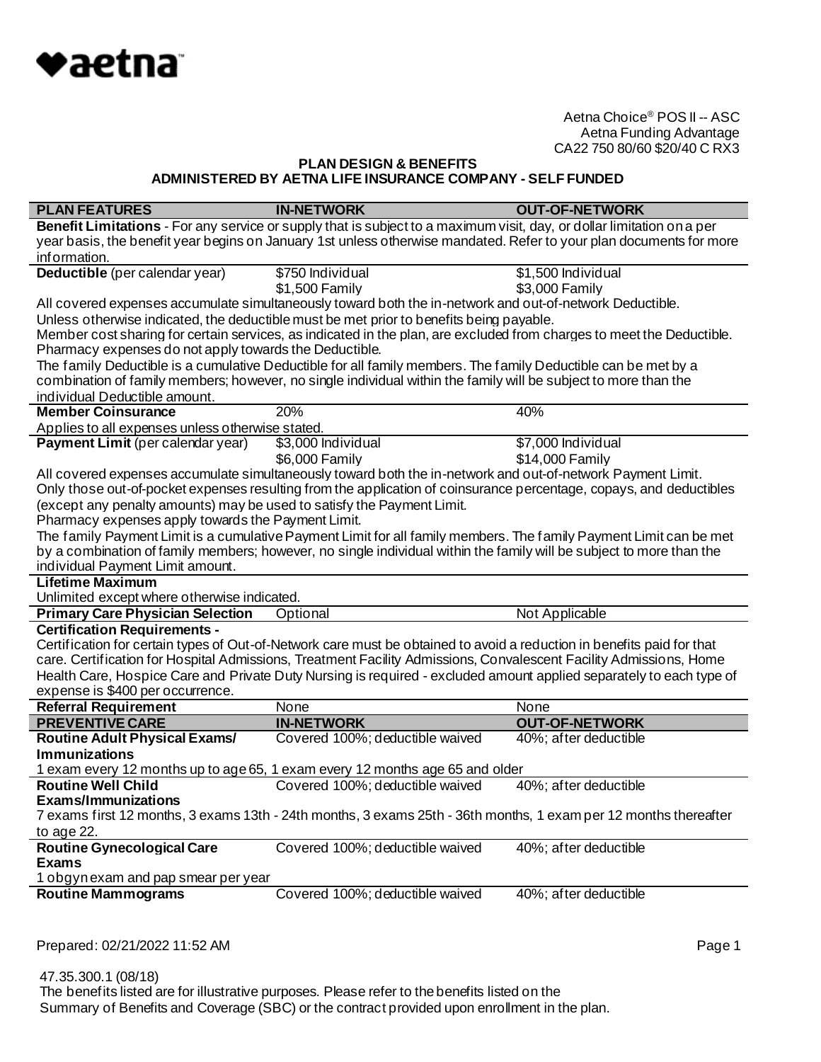Aetna Choice® POS II -- ASC
Aetna Funding Advantage
CA22 750 80/60 $20/40 C RX3

**PLAN DESIGN & BENEFITS**
**ADMINISTERED BY AETNA LIFE INSURANCE COMPANY - SELF FUNDED**

| PLAN FEATURES | IN-NETWORK | OUT-OF-NETWORK |
| --- | --- | --- |
| **Benefit Limitations** - For any service or supply that is subject to a maximum visit, day, or dollar limitation on a per year basis, the benefit year begins on January 1st unless otherwise mandated. Refer to your plan documents for more information. | | |
| **Deductible** (per calendar year) | $750 Individual<br>$1,500 Family | $1,500 Individual<br>$3,000 Family |
| All covered expenses accumulate simultaneously toward both the in-network and out-of-network Deductible.<br>Unless otherwise indicated, the deductible must be met prior to benefits being payable.<br>Member cost sharing for certain services, as indicated in the plan, are excluded from charges to meet the Deductible.<br>Pharmacy expenses do not apply towards the Deductible.<br>The family Deductible is a cumulative Deductible for all family members. The family Deductible can be met by a combination of family members; however, no single individual within the family will be subject to more than the individual Deductible amount. | | |
| **Member Coinsurance** | 20% | 40% |
| Applies to all expenses unless otherwise stated. | | |
| **Payment Limit** (per calendar year) | $3,000 Individual<br>$6,000 Family | $7,000 Individual<br>$14,000 Family |
| All covered expenses accumulate simultaneously toward both the in-network and out-of-network Payment Limit.<br>Only those out-of-pocket expenses resulting from the application of coinsurance percentage, copays, and deductibles (except any penalty amounts) may be used to satisfy the Payment Limit.<br>Pharmacy expenses apply towards the Payment Limit.<br>The family Payment Limit is a cumulative Payment Limit for all family members. The family Payment Limit can be met by a combination of family members; however, no single individual within the family will be subject to more than the individual Payment Limit amount. | | |
| **Lifetime Maximum** | | |
| Unlimited except where otherwise indicated. | | |
| **Primary Care Physician Selection** | Optional | Not Applicable |
| **Certification Requirements -** | | |
| Certification for certain types of Out-of-Network care must be obtained to avoid a reduction in benefits paid for that care. Certification for Hospital Admissions, Treatment Facility Admissions, Convalescent Facility Admissions, Home Health Care, Hospice Care and Private Duty Nursing is required - excluded amount applied separately to each type of expense is $400 per occurrence. | | |
| **Referral Requirement** | None | None |
| **PREVENTIVE CARE** | **IN-NETWORK** | **OUT-OF-NETWORK** |
| **Routine Adult Physical Exams/ Immunizations** | Covered 100%; deductible waived | 40%; after deductible |
| 1 exam every 12 months up to age 65, 1 exam every 12 months age 65 and older | | |
| **Routine Well Child Exams/Immunizations** | Covered 100%; deductible waived | 40%; after deductible |
| 7 exams first 12 months, 3 exams 13th - 24th months, 3 exams 25th - 36th months, 1 exam per 12 months thereafter to age 22. | | |
| **Routine Gynecological Care Exams** | Covered 100%; deductible waived | 40%; after deductible |
| 1 obgyn exam and pap smear per year | | |
| **Routine Mammograms** | Covered 100%; deductible waived | 40%; after deductible |

Prepared: 02/21/2022 11:52 AM

47.35.300.1 (08/18)
The benefits listed are for illustrative purposes. Please refer to the benefits listed on the Summary of Benefits and Coverage (SBC) or the contract provided upon enrollment in the plan.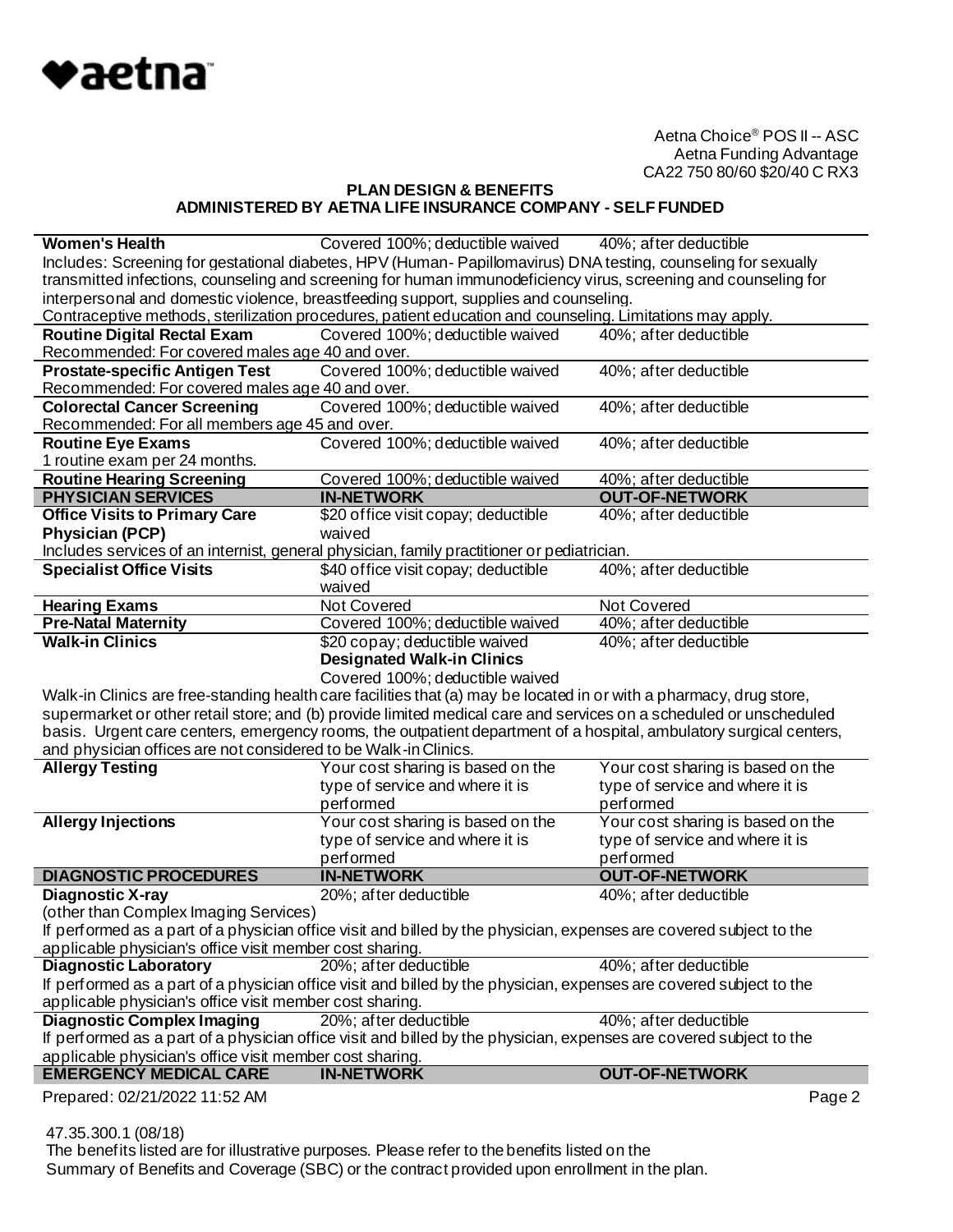Aetna Choice® POS II -- ASC
Aetna Funding Advantage
CA22 750 80/60 $20/40 C RX3

**PLAN DESIGN & BENEFITS**
**ADMINISTERED BY AETNA LIFE INSURANCE COMPANY - SELF FUNDED**

| | | |
|---|---|---|
| **Women's Health** | Covered 100%; deductible waived | 40%; after deductible |
| Includes: Screening for gestational diabetes, HPV (Human- Papillomavirus) DNA testing, counseling for sexually transmitted infections, counseling and screening for human immunodeficiency virus, screening and counseling for interpersonal and domestic violence, breastfeeding support, supplies and counseling. Contraceptive methods, sterilization procedures, patient education and counseling. Limitations may apply. | | |
| **Routine Digital Rectal Exam** | Covered 100%; deductible waived | 40%; after deductible |
| Recommended: For covered males age 40 and over. | | |
| **Prostate-specific Antigen Test** | Covered 100%; deductible waived | 40%; after deductible |
| Recommended: For covered males age 40 and over. | | |
| **Colorectal Cancer Screening** | Covered 100%; deductible waived | 40%; after deductible |
| Recommended: For all members age 45 and over. | | |
| **Routine Eye Exams** | Covered 100%; deductible waived | 40%; after deductible |
| 1 routine exam per 24 months. | | |
| **Routine Hearing Screening** | Covered 100%; deductible waived | 40%; after deductible |
| **PHYSICIAN SERVICES** | **IN-NETWORK** | **OUT-OF-NETWORK** |
| **Office Visits to Primary Care Physician (PCP)** | $20 office visit copay; deductible waived | 40%; after deductible |
| Includes services of an internist, general physician, family practitioner or pediatrician. | | |
| **Specialist Office Visits** | $40 office visit copay; deductible waived | 40%; after deductible |
| **Hearing Exams** | Not Covered | Not Covered |
| **Pre-Natal Maternity** | Covered 100%; deductible waived | 40%; after deductible |
| **Walk-in Clinics** | $20 copay; deductible waived<br>**Designated Walk-in Clinics**<br>Covered 100%; deductible waived | 40%; after deductible |
| Walk-in Clinics are free-standing health care facilities that (a) may be located in or with a pharmacy, drug store, supermarket or other retail store; and (b) provide limited medical care and services on a scheduled or unscheduled basis. Urgent care centers, emergency rooms, the outpatient department of a hospital, ambulatory surgical centers, and physician offices are not considered to be Walk-in Clinics. | | |
| **Allergy Testing** | Your cost sharing is based on the type of service and where it is performed | Your cost sharing is based on the type of service and where it is performed |
| **Allergy Injections** | Your cost sharing is based on the type of service and where it is performed | Your cost sharing is based on the type of service and where it is performed |
| **DIAGNOSTIC PROCEDURES** | **IN-NETWORK** | **OUT-OF-NETWORK** |
| **Diagnostic X-ray**<br>(other than Complex Imaging Services) | 20%; after deductible | 40%; after deductible |
| If performed as a part of a physician office visit and billed by the physician, expenses are covered subject to the applicable physician's office visit member cost sharing. | | |
| **Diagnostic Laboratory** | 20%; after deductible | 40%; after deductible |
| If performed as a part of a physician office visit and billed by the physician, expenses are covered subject to the applicable physician's office visit member cost sharing. | | |
| **Diagnostic Complex Imaging** | 20%; after deductible | 40%; after deductible |
| If performed as a part of a physician office visit and billed by the physician, expenses are covered subject to the applicable physician's office visit member cost sharing. | | |
| **EMERGENCY MEDICAL CARE** | **IN-NETWORK** | **OUT-OF-NETWORK** |

Prepared: 02/21/2022 11:52 AM

47.35.300.1 (08/18)
The benefits listed are for illustrative purposes. Please refer to the benefits listed on the Summary of Benefits and Coverage (SBC) or the contract provided upon enrollment in the plan.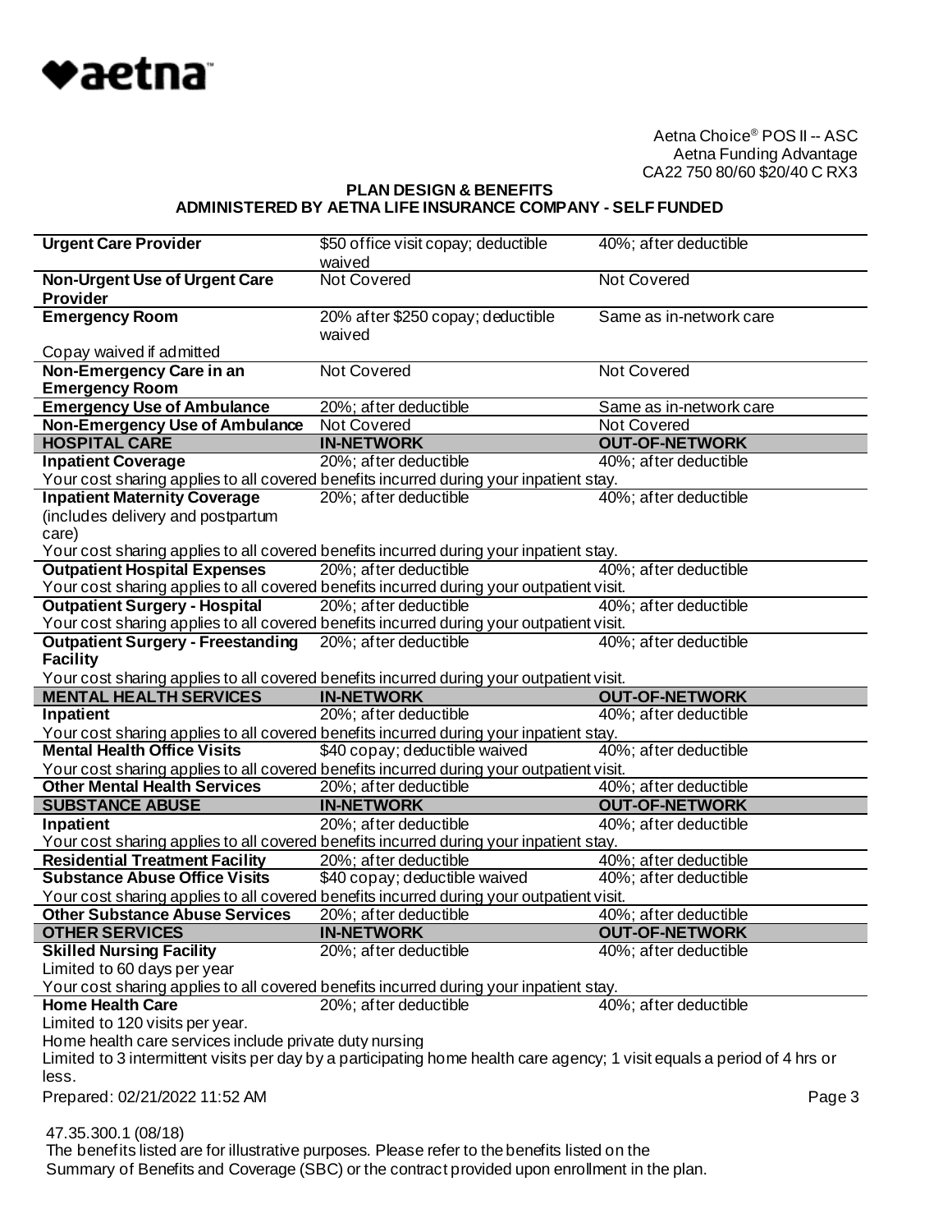Aetna Choice® POS II -- ASC
Aetna Funding Advantage
CA22 750 80/60 $20/40 C RX3

**PLAN DESIGN & BENEFITS**
**ADMINISTERED BY AETNA LIFE INSURANCE COMPANY - SELF FUNDED**

| | | |
|---|---|---|
| **Urgent Care Provider** | $50 office visit copay; deductible waived | 40%; after deductible |
| **Non-Urgent Use of Urgent Care Provider** | Not Covered | Not Covered |
| **Emergency Room** | 20% after $250 copay; deductible waived | Same as in-network care |
| Copay waived if admitted | | |
| **Non-Emergency Care in an Emergency Room** | Not Covered | Not Covered |
| **Emergency Use of Ambulance** | 20%; after deductible | Same as in-network care |
| **Non-Emergency Use of Ambulance** | Not Covered | Not Covered |
| **HOSPITAL CARE** | **IN-NETWORK** | **OUT-OF-NETWORK** |
| **Inpatient Coverage** | 20%; after deductible | 40%; after deductible |
| Your cost sharing applies to all covered benefits incurred during your inpatient stay. | | |
| **Inpatient Maternity Coverage** (includes delivery and postpartum care) | 20%; after deductible | 40%; after deductible |
| Your cost sharing applies to all covered benefits incurred during your inpatient stay. | | |
| **Outpatient Hospital Expenses** | 20%; after deductible | 40%; after deductible |
| Your cost sharing applies to all covered benefits incurred during your outpatient visit. | | |
| **Outpatient Surgery - Hospital** | 20%; after deductible | 40%; after deductible |
| Your cost sharing applies to all covered benefits incurred during your outpatient visit. | | |
| **Outpatient Surgery - Freestanding Facility** | 20%; after deductible | 40%; after deductible |
| Your cost sharing applies to all covered benefits incurred during your outpatient visit. | | |
| **MENTAL HEALTH SERVICES** | **IN-NETWORK** | **OUT-OF-NETWORK** |
| **Inpatient** | 20%; after deductible | 40%; after deductible |
| Your cost sharing applies to all covered benefits incurred during your inpatient stay. | | |
| **Mental Health Office Visits** | $40 copay; deductible waived | 40%; after deductible |
| Your cost sharing applies to all covered benefits incurred during your outpatient visit. | | |
| **Other Mental Health Services** | 20%; after deductible | 40%; after deductible |
| **SUBSTANCE ABUSE** | **IN-NETWORK** | **OUT-OF-NETWORK** |
| **Inpatient** | 20%; after deductible | 40%; after deductible |
| Your cost sharing applies to all covered benefits incurred during your inpatient stay. | | |
| **Residential Treatment Facility** | 20%; after deductible | 40%; after deductible |
| **Substance Abuse Office Visits** | $40 copay; deductible waived | 40%; after deductible |
| Your cost sharing applies to all covered benefits incurred during your outpatient visit. | | |
| **Other Substance Abuse Services** | 20%; after deductible | 40%; after deductible |
| **OTHER SERVICES** | **IN-NETWORK** | **OUT-OF-NETWORK** |
| **Skilled Nursing Facility** | 20%; after deductible | 40%; after deductible |
| Limited to 60 days per year | | |
| Your cost sharing applies to all covered benefits incurred during your inpatient stay. | | |
| **Home Health Care** | 20%; after deductible | 40%; after deductible |
| Limited to 120 visits per year. Home health care services include private duty nursing. Limited to 3 intermittent visits per day by a participating home health care agency; 1 visit equals a period of 4 hrs or less. | | |

Prepared: 02/21/2022 11:52 AM

47.35.300.1 (08/18)
The benefits listed are for illustrative purposes. Please refer to the benefits listed on the Summary of Benefits and Coverage (SBC) or the contract provided upon enrollment in the plan.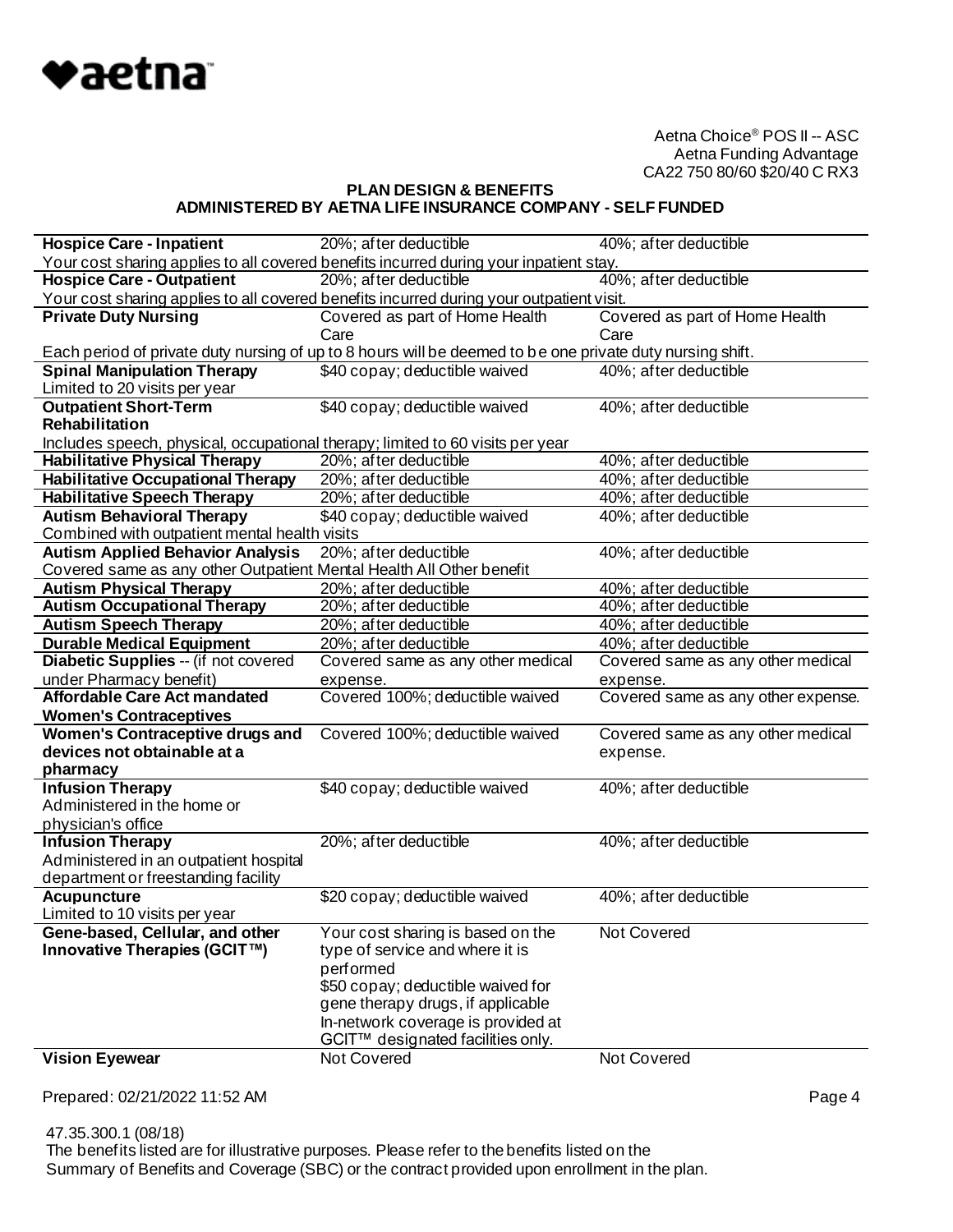Aetna Choice® POS II -- ASC
Aetna Funding Advantage
CA22 750 80/60 $20/40 C RX3

**PLAN DESIGN & BENEFITS**
**ADMINISTERED BY AETNA LIFE INSURANCE COMPANY - SELF FUNDED**

| | | |
|---|---|---|
| **Hospice Care - Inpatient** | 20%; after deductible | 40%; after deductible |
| Your cost sharing applies to all covered benefits incurred during your inpatient stay. | | |
| **Hospice Care - Outpatient** | 20%; after deductible | 40%; after deductible |
| Your cost sharing applies to all covered benefits incurred during your outpatient visit. | | |
| **Private Duty Nursing** | Covered as part of Home Health Care | Covered as part of Home Health Care |
| Each period of private duty nursing of up to 8 hours will be deemed to be one private duty nursing shift. | | |
| **Spinal Manipulation Therapy** Limited to 20 visits per year | $40 copay; deductible waived | 40%; after deductible |
| **Outpatient Short-Term Rehabilitation** | $40 copay; deductible waived | 40%; after deductible |
| Includes speech, physical, occupational therapy; limited to 60 visits per year | | |
| **Habilitative Physical Therapy** | 20%; after deductible | 40%; after deductible |
| **Habilitative Occupational Therapy** | 20%; after deductible | 40%; after deductible |
| **Habilitative Speech Therapy** | 20%; after deductible | 40%; after deductible |
| **Autism Behavioral Therapy** | $40 copay; deductible waived | 40%; after deductible |
| Combined with outpatient mental health visits | | |
| **Autism Applied Behavior Analysis** | 20%; after deductible | 40%; after deductible |
| Covered same as any other Outpatient Mental Health All Other benefit | | |
| **Autism Physical Therapy** | 20%; after deductible | 40%; after deductible |
| **Autism Occupational Therapy** | 20%; after deductible | 40%; after deductible |
| **Autism Speech Therapy** | 20%; after deductible | 40%; after deductible |
| **Durable Medical Equipment** | 20%; after deductible | 40%; after deductible |
| **Diabetic Supplies** -- (if not covered under Pharmacy benefit) | Covered same as any other medical expense. | Covered same as any other medical expense. |
| **Affordable Care Act mandated Women's Contraceptives** | Covered 100%; deductible waived | Covered same as any other expense. |
| **Women's Contraceptive drugs and devices not obtainable at a pharmacy** | Covered 100%; deductible waived | Covered same as any other medical expense. |
| **Infusion Therapy** Administered in the home or physician's office | $40 copay; deductible waived | 40%; after deductible |
| **Infusion Therapy** Administered in an outpatient hospital department or freestanding facility | 20%; after deductible | 40%; after deductible |
| **Acupuncture** Limited to 10 visits per year | $20 copay; deductible waived | 40%; after deductible |
| **Gene-based, Cellular, and other Innovative Therapies (GCIT™)** | Your cost sharing is based on the type of service and where it is performed. $50 copay; deductible waived for gene therapy drugs, if applicable. In-network coverage is provided at GCIT™ designated facilities only. | Not Covered |
| **Vision Eyewear** | Not Covered | Not Covered |

Prepared: 02/21/2022 11:52 AM

47.35.300.1 (08/18)
The benefits listed are for illustrative purposes. Please refer to the benefits listed on the Summary of Benefits and Coverage (SBC) or the contract provided upon enrollment in the plan.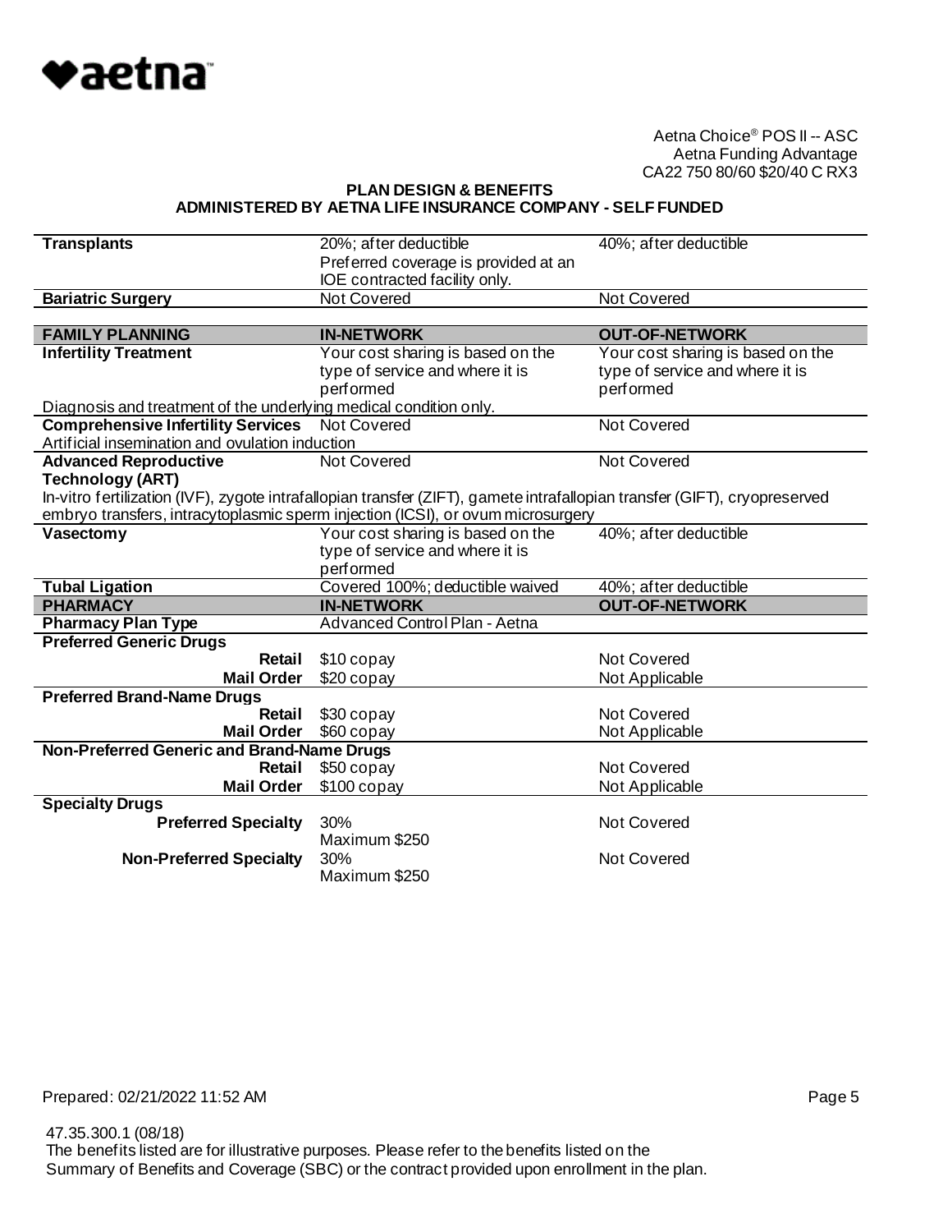Aetna Choice® POS II -- ASC
Aetna Funding Advantage
CA22 750 80/60 $20/40 C RX3

**PLAN DESIGN & BENEFITS**
**ADMINISTERED BY AETNA LIFE INSURANCE COMPANY - SELF FUNDED**

| | | |
|---|---|---|
| **Transplants** | 20%; after deductible<br>Preferred coverage is provided at an IOE contracted facility only. | 40%; after deductible |
| **Bariatric Surgery** | Not Covered | Not Covered |

| **FAMILY PLANNING** | **IN-NETWORK** | **OUT-OF-NETWORK** |
|---|---|---|
| **Infertility Treatment** | Your cost sharing is based on the type of service and where it is performed | Your cost sharing is based on the type of service and where it is performed |
| Diagnosis and treatment of the underlying medical condition only. | | |
| **Comprehensive Infertility Services** | Not Covered | Not Covered |
| Artificial insemination and ovulation induction | | |
| **Advanced Reproductive Technology (ART)** | Not Covered | Not Covered |
| In-vitro fertilization (IVF), zygote intrafallopian transfer (ZIFT), gamete intrafallopian transfer (GIFT), cryopreserved embryo transfers, intracytoplasmic sperm injection (ICSI), or ovum microsurgery | | |
| **Vasectomy** | Your cost sharing is based on the type of service and where it is performed | 40%; after deductible |
| **Tubal Ligation** | Covered 100%; deductible waived | 40%; after deductible |

| **PHARMACY** | **IN-NETWORK** | **OUT-OF-NETWORK** |
|---|---|---|
| **Pharmacy Plan Type** | Advanced Control Plan - Aetna | |
| **Preferred Generic Drugs** | | |
| **Retail** | $10 copay | Not Covered |
| **Mail Order** | $20 copay | Not Applicable |
| **Preferred Brand-Name Drugs** | | |
| **Retail** | $30 copay | Not Covered |
| **Mail Order** | $60 copay | Not Applicable |
| **Non-Preferred Generic and Brand-Name Drugs** | | |
| **Retail** | $50 copay | Not Covered |
| **Mail Order** | $100 copay | Not Applicable |
| **Specialty Drugs** | | |
| **Preferred Specialty** | 30%<br>Maximum $250 | Not Covered |
| **Non-Preferred Specialty** | 30%<br>Maximum $250 | Not Covered |

Prepared: 02/21/2022 11:52 AM

47.35.300.1 (08/18)
The benefits listed are for illustrative purposes. Please refer to the benefits listed on the Summary of Benefits and Coverage (SBC) or the contract provided upon enrollment in the plan.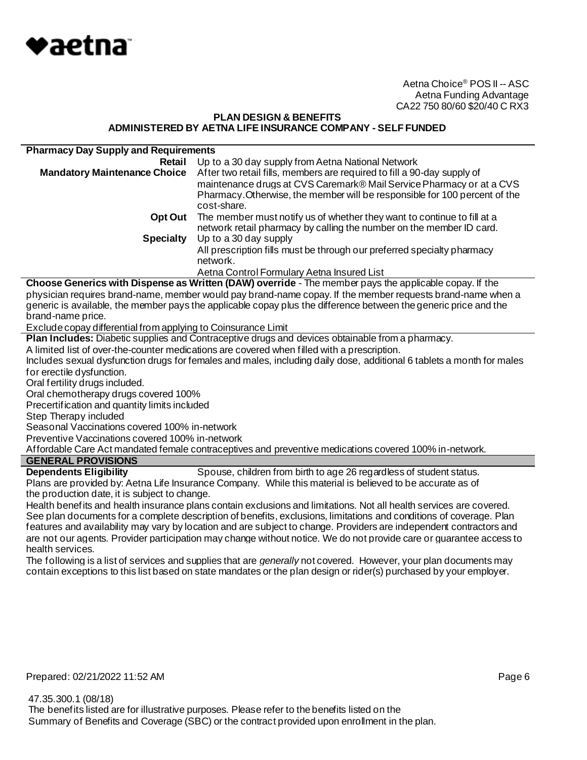Aetna Choice® POS II -- ASC
Aetna Funding Advantage
CA22 750 80/60 $20/40 C RX3

**PLAN DESIGN & BENEFITS**
**ADMINISTERED BY AETNA LIFE INSURANCE COMPANY - SELF FUNDED**

| **Pharmacy Day Supply and Requirements** | |
|---|---|
| **Retail** | Up to a 30 day supply from Aetna National Network |
| **Mandatory Maintenance Choice** | After two retail fills, members are required to fill a 90-day supply of maintenance drugs at CVS Caremark® Mail Service Pharmacy or at a CVS Pharmacy. Otherwise, the member will be responsible for 100 percent of the cost-share. |
| **Opt Out** | The member must notify us of whether they want to continue to fill at a network retail pharmacy by calling the number on the member ID card. |
| **Specialty** | Up to a 30 day supply<br>All prescription fills must be through our preferred specialty pharmacy network. |
| | Aetna Control Formulary Aetna Insured List |

**Choose Generics with Dispense as Written (DAW) override** - The member pays the applicable copay. If the physician requires brand-name, member would pay brand-name copay. If the member requests brand-name when a generic is available, the member pays the applicable copay plus the difference between the generic price and the brand-name price.

Exclude copay differential from applying to Coinsurance Limit

**Plan Includes:** Diabetic supplies and Contraceptive drugs and devices obtainable from a pharmacy.

A limited list of over-the-counter medications are covered when filled with a prescription.

Includes sexual dysfunction drugs for females and males, including daily dose, additional 6 tablets a month for males for erectile dysfunction.

Oral fertility drugs included.

Oral chemotherapy drugs covered 100%

Precertification and quantity limits included

Step Therapy included

Seasonal Vaccinations covered 100% in-network

Preventive Vaccinations covered 100% in-network

Affordable Care Act mandated female contraceptives and preventive medications covered 100% in-network.

## GENERAL PROVISIONS

**Dependents Eligibility** Spouse, children from birth to age 26 regardless of student status.

Plans are provided by: Aetna Life Insurance Company. While this material is believed to be accurate as of the production date, it is subject to change.

Health benefits and health insurance plans contain exclusions and limitations. Not all health services are covered. See plan documents for a complete description of benefits, exclusions, limitations and conditions of coverage. Plan features and availability may vary by location and are subject to change. Providers are independent contractors and are not our agents. Provider participation may change without notice. We do not provide care or guarantee access to health services.

The following is a list of services and supplies that are *generally* not covered. However, your plan documents may contain exceptions to this list based on state mandates or the plan design or rider(s) purchased by your employer.

Prepared: 02/21/2022 11:52 AM

47.35.300.1 (08/18)
The benefits listed are for illustrative purposes. Please refer to the benefits listed on the Summary of Benefits and Coverage (SBC) or the contract provided upon enrollment in the plan.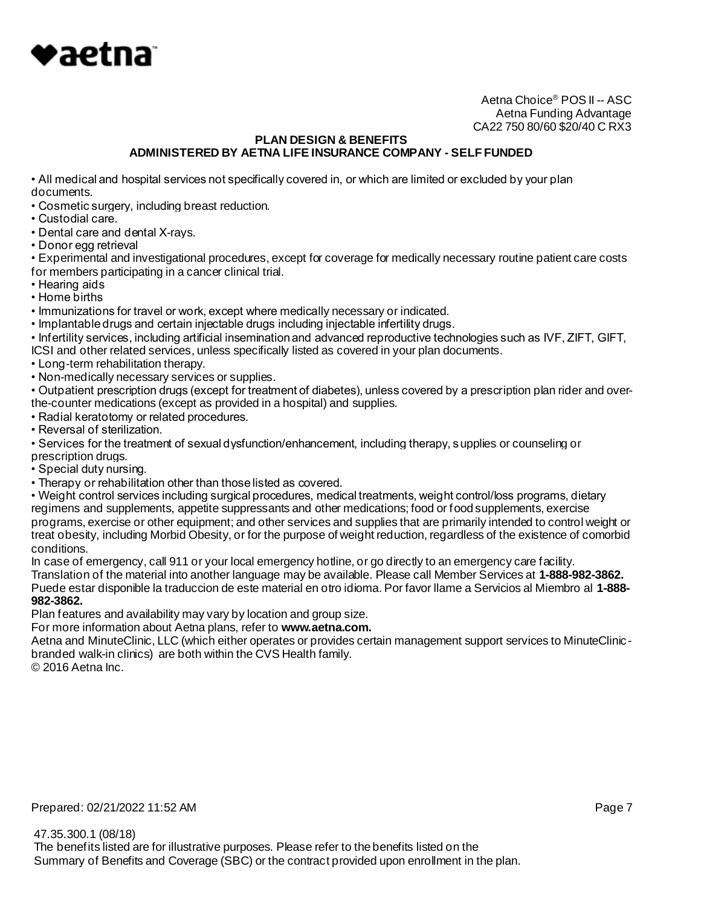aetna

Aetna Choice® POS II -- ASC
Aetna Funding Advantage
CA22 750 80/60 $20/40 C RX3

**PLAN DESIGN & BENEFITS**
**ADMINISTERED BY AETNA LIFE INSURANCE COMPANY - SELF FUNDED**

- All medical and hospital services not specifically covered in, or which are limited or excluded by your plan documents.
- Cosmetic surgery, including breast reduction.
- Custodial care.
- Dental care and dental X-rays.
- Donor egg retrieval
- Experimental and investigational procedures, except for coverage for medically necessary routine patient care costs for members participating in a cancer clinical trial.
- Hearing aids
- Home births
- Immunizations for travel or work, except where medically necessary or indicated.
- Implantable drugs and certain injectable drugs including injectable infertility drugs.
- Infertility services, including artificial insemination and advanced reproductive technologies such as IVF, ZIFT, GIFT, ICSI and other related services, unless specifically listed as covered in your plan documents.
- Long-term rehabilitation therapy.
- Non-medically necessary services or supplies.
- Outpatient prescription drugs (except for treatment of diabetes), unless covered by a prescription plan rider and over-the-counter medications (except as provided in a hospital) and supplies.
- Radial keratotomy or related procedures.
- Reversal of sterilization.
- Services for the treatment of sexual dysfunction/enhancement, including therapy, supplies or counseling or prescription drugs.
- Special duty nursing.
- Therapy or rehabilitation other than those listed as covered.
- Weight control services including surgical procedures, medical treatments, weight control/loss programs, dietary regimens and supplements, appetite suppressants and other medications; food or food supplements, exercise programs, exercise or other equipment; and other services and supplies that are primarily intended to control weight or treat obesity, including Morbid Obesity, or for the purpose of weight reduction, regardless of the existence of comorbid conditions.

In case of emergency, call 911 or your local emergency hotline, or go directly to an emergency care facility.
Translation of the material into another language may be available. Please call Member Services at **1-888-982-3862.**
Puede estar disponible la traduccion de este material en otro idioma. Por favor llame a Servicios al Miembro al **1-888-982-3862.**
Plan features and availability may vary by location and group size.
For more information about Aetna plans, refer to **www.aetna.com.**
Aetna and MinuteClinic, LLC (which either operates or provides certain management support services to MinuteClinic-branded walk-in clinics) are both within the CVS Health family.
© 2016 Aetna Inc.

Prepared: 02/21/2022 11:52 AM

47.35.300.1 (08/18)
The benefits listed are for illustrative purposes. Please refer to the benefits listed on the Summary of Benefits and Coverage (SBC) or the contract provided upon enrollment in the plan.